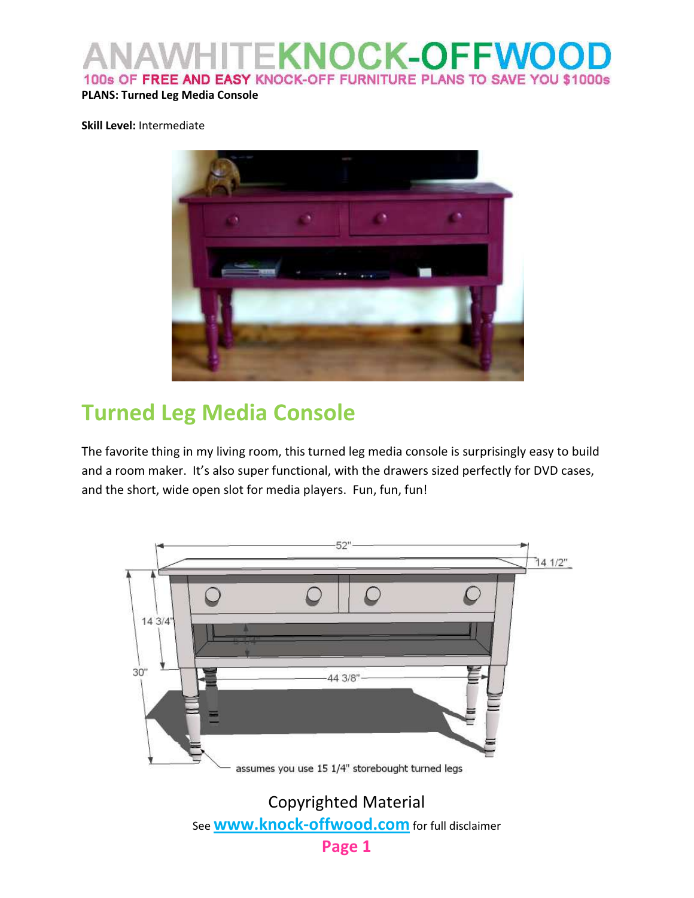**PLANS: Turned Leg Media Console**

**Skill Level:** Intermediate

# Turned Leg Media Console

The favorite thing in my living room, this turned leg media console is surprisingly easy to build and a room maker. It's also super functional, with the drawers sized perfectly for DVD cases, and the short, wide open slot for media players. Fun, fun, fun!

Copyrighted Material

See www.knock-offwood.com for full disclaimer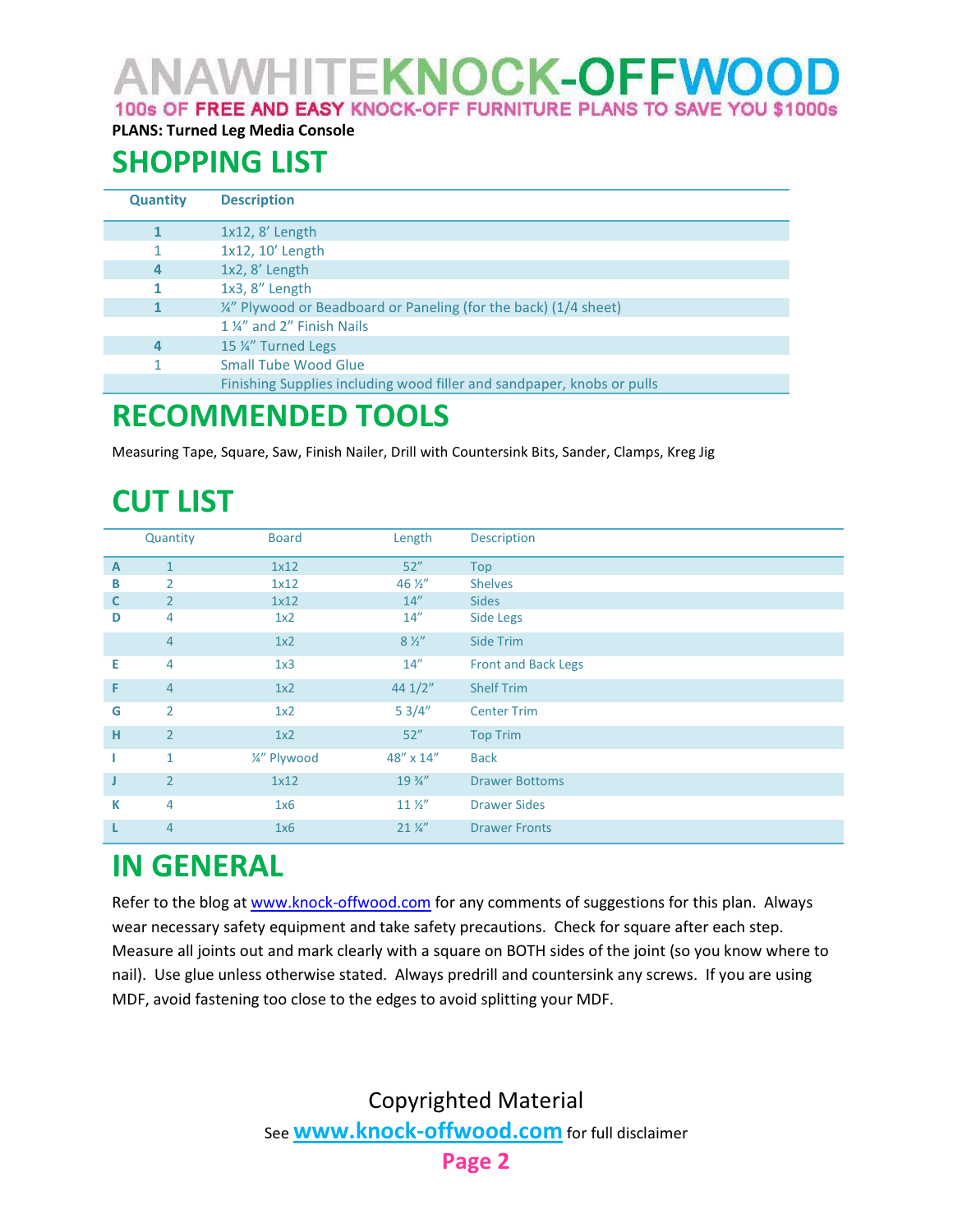PLANS: Turned Leg Media Console

## SHOPPING LIST

| Quantity | Description |
|---|---|
| 1 | 1x12, 8' Length |
| 1 | 1x12, 10' Length |
| 4 | 1x2, 8' Length |
| 1 | 1x3, 8" Length |
| 1 | ¼" Plywood or Beadboard or Paneling (for the back) (1/4 sheet) |
| | 1 ¼" and 2" Finish Nails |
| 4 | 15 ¼" Turned Legs |
| 1 | Small Tube Wood Glue |
| | Finishing Supplies including wood filler and sandpaper, knobs or pulls |

## RECOMMENDED TOOLS

Measuring Tape, Square, Saw, Finish Nailer, Drill with Countersink Bits, Sander, Clamps, Kreg Jig

## CUT LIST

| | Quantity | Board | Length | Description |
|---|---|---|---|---|
| A | 1 | 1x12 | 52" | Top |
| B | 2 | 1x12 | 46 ½" | Shelves |
| C | 2 | 1x12 | 14" | Sides |
| D | 4 | 1x2 | 14" | Side Legs |
| | 4 | 1x2 | 8 ½" | Side Trim |
| E | 4 | 1x3 | 14" | Front and Back Legs |
| F | 4 | 1x2 | 44 1/2" | Shelf Trim |
| G | 2 | 1x2 | 5 3/4" | Center Trim |
| H | 2 | 1x2 | 52" | Top Trim |
| I | 1 | ¼" Plywood | 48" x 14" | Back |
| J | 2 | 1x12 | 19 ¾" | Drawer Bottoms |
| K | 4 | 1x6 | 11 ½" | Drawer Sides |
| L | 4 | 1x6 | 21 ¼" | Drawer Fronts |

## IN GENERAL

Refer to the blog at www.knock-offwood.com for any comments of suggestions for this plan. Always wear necessary safety equipment and take safety precautions. Check for square after each step. Measure all joints out and mark clearly with a square on BOTH sides of the joint (so you know where to nail). Use glue unless otherwise stated. Always predrill and countersink any screws. If you are using MDF, avoid fastening too close to the edges to avoid splitting your MDF.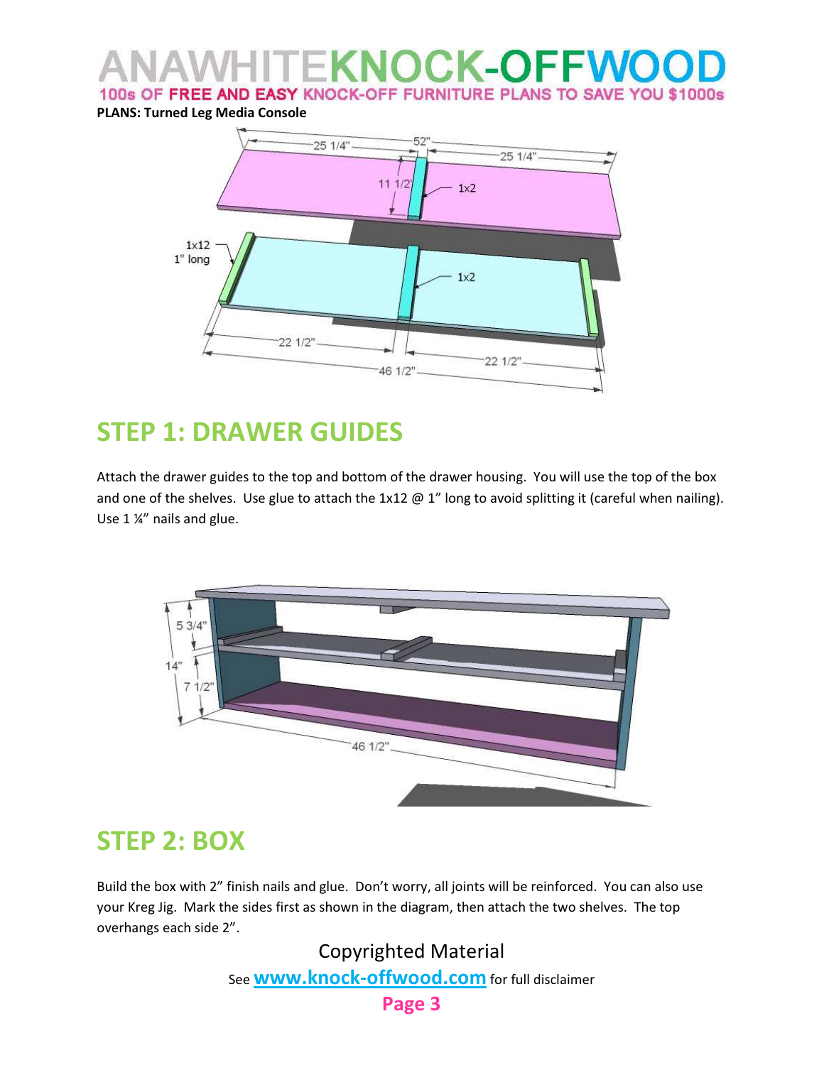PLANS: Turned Leg Media Console

## STEP 1: DRAWER GUIDES

Attach the drawer guides to the top and bottom of the drawer housing. You will use the top of the box and one of the shelves. Use glue to attach the 1x12 @ 1" long to avoid splitting it (careful when nailing). Use 1 ¼" nails and glue.

## STEP 2: BOX

Build the box with 2" finish nails and glue. Don't worry, all joints will be reinforced. You can also use your Kreg Jig. Mark the sides first as shown in the diagram, then attach the two shelves. The top overhangs each side 2".

Copyrighted Material

See www.knock-offwood.com for full disclaimer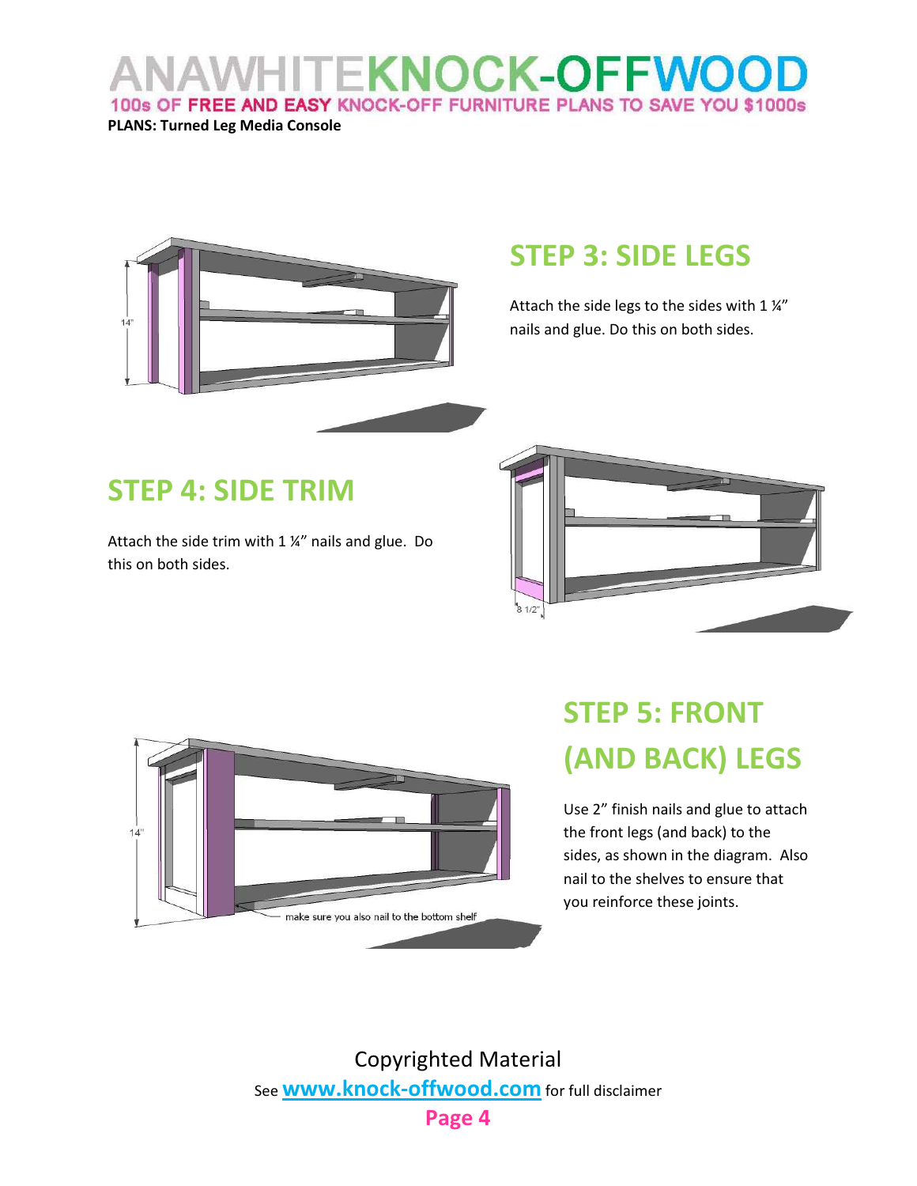## STEP 3: SIDE LEGS

Attach the side legs to the sides with 1 ¼" nails and glue. Do this on both sides.

## STEP 4: SIDE TRIM

Attach the side trim with 1 ¼" nails and glue. Do this on both sides.

## STEP 5: FRONT (AND BACK) LEGS

Use 2" finish nails and glue to attach the front legs (and back) to the sides, as shown in the diagram. Also nail to the shelves to ensure that you reinforce these joints.

Copyrighted Material

See www.knock-offwood.com for full disclaimer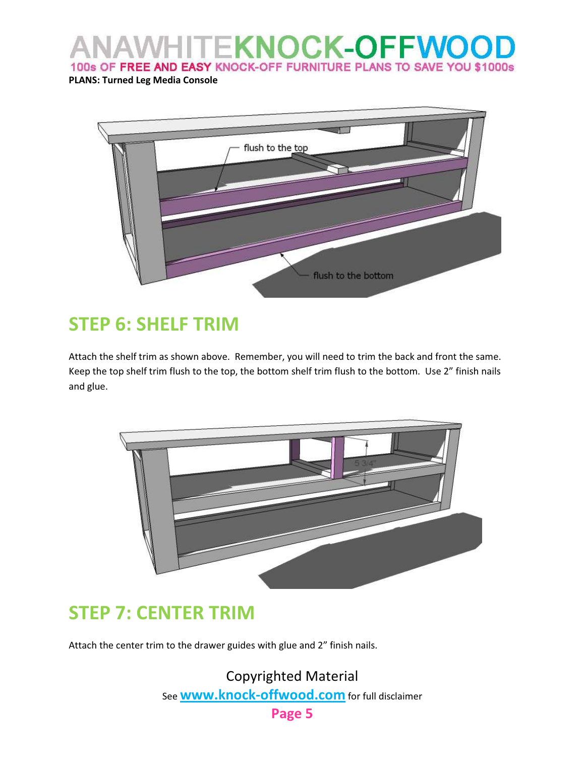**PLANS: Turned Leg Media Console**

## STEP 6: SHELF TRIM

Attach the shelf trim as shown above. Remember, you will need to trim the back and front the same. Keep the top shelf trim flush to the top, the bottom shelf trim flush to the bottom. Use 2" finish nails and glue.

## STEP 7: CENTER TRIM

Attach the center trim to the drawer guides with glue and 2" finish nails.

Copyrighted Material

See **www.knock-offwood.com** for full disclaimer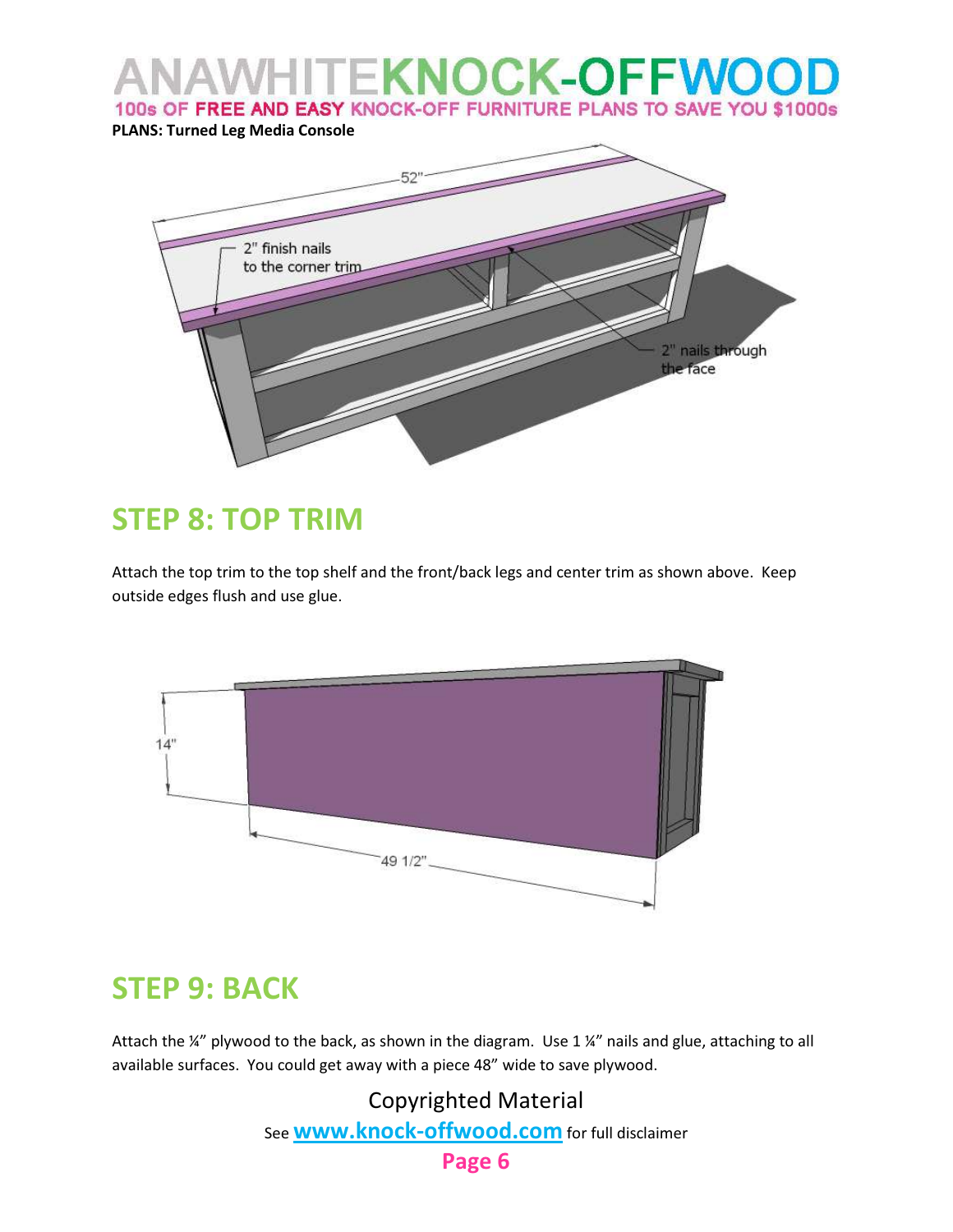**PLANS: Turned Leg Media Console**

52"

2" finish nails to the corner trim

2" nails through the face

## STEP 8: TOP TRIM

Attach the top trim to the top shelf and the front/back legs and center trim as shown above. Keep outside edges flush and use glue.

14"

49 1/2"

## STEP 9: BACK

Attach the ¼" plywood to the back, as shown in the diagram. Use 1 ¼" nails and glue, attaching to all available surfaces. You could get away with a piece 48" wide to save plywood.

Copyrighted Material

See **www.knock-offwood.com** for full disclaimer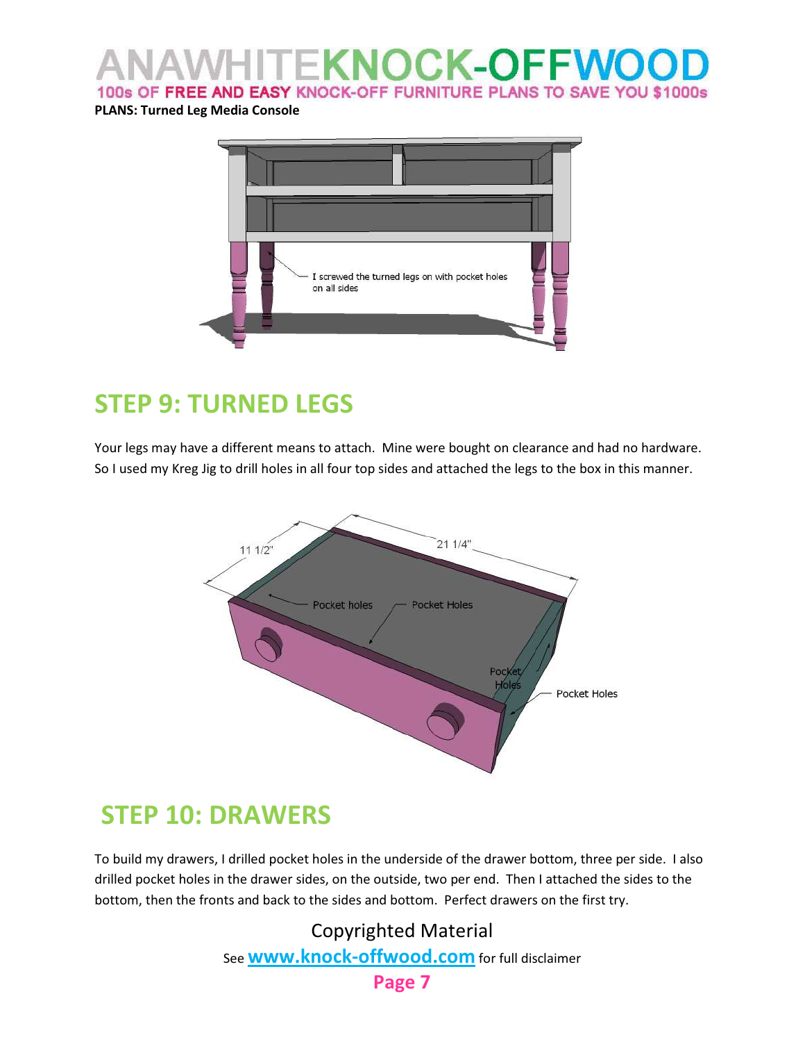**PLANS: Turned Leg Media Console**

## STEP 9: TURNED LEGS

Your legs may have a different means to attach. Mine were bought on clearance and had no hardware. So I used my Kreg Jig to drill holes in all four top sides and attached the legs to the box in this manner.

## STEP 10: DRAWERS

To build my drawers, I drilled pocket holes in the underside of the drawer bottom, three per side. I also drilled pocket holes in the drawer sides, on the outside, two per end. Then I attached the sides to the bottom, then the fronts and back to the sides and bottom. Perfect drawers on the first try.

Copyrighted Material

See www.knock-offwood.com for full disclaimer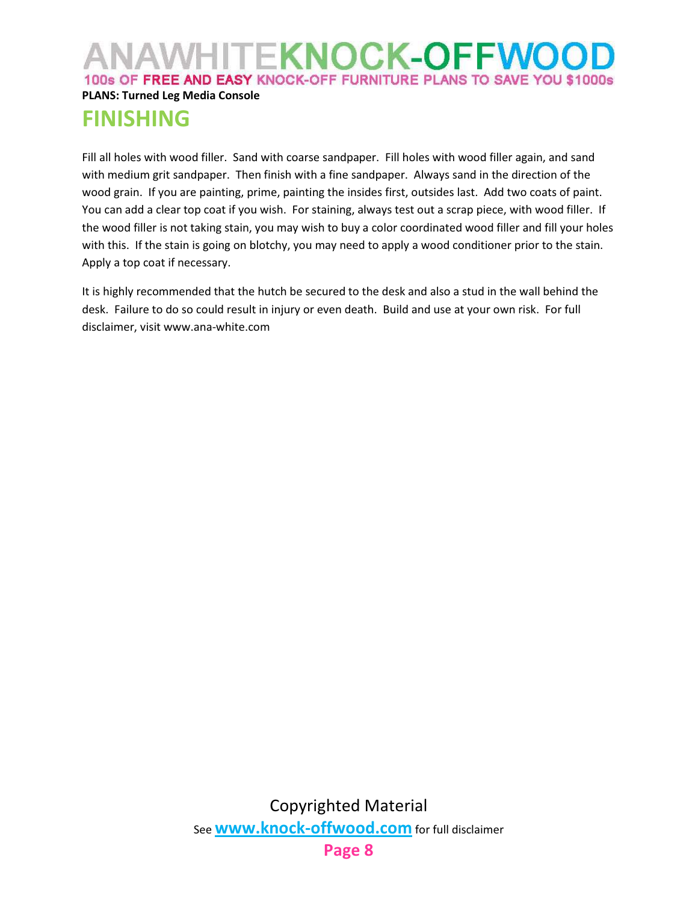**PLANS: Turned Leg Media Console**

# FINISHING

Fill all holes with wood filler. Sand with coarse sandpaper. Fill holes with wood filler again, and sand with medium grit sandpaper. Then finish with a fine sandpaper. Always sand in the direction of the wood grain. If you are painting, prime, painting the insides first, outsides last. Add two coats of paint. You can add a clear top coat if you wish. For staining, always test out a scrap piece, with wood filler. If the wood filler is not taking stain, you may wish to buy a color coordinated wood filler and fill your holes with this. If the stain is going on blotchy, you may need to apply a wood conditioner prior to the stain. Apply a top coat if necessary.

It is highly recommended that the hutch be secured to the desk and also a stud in the wall behind the desk. Failure to do so could result in injury or even death. Build and use at your own risk. For full disclaimer, visit www.ana-white.com